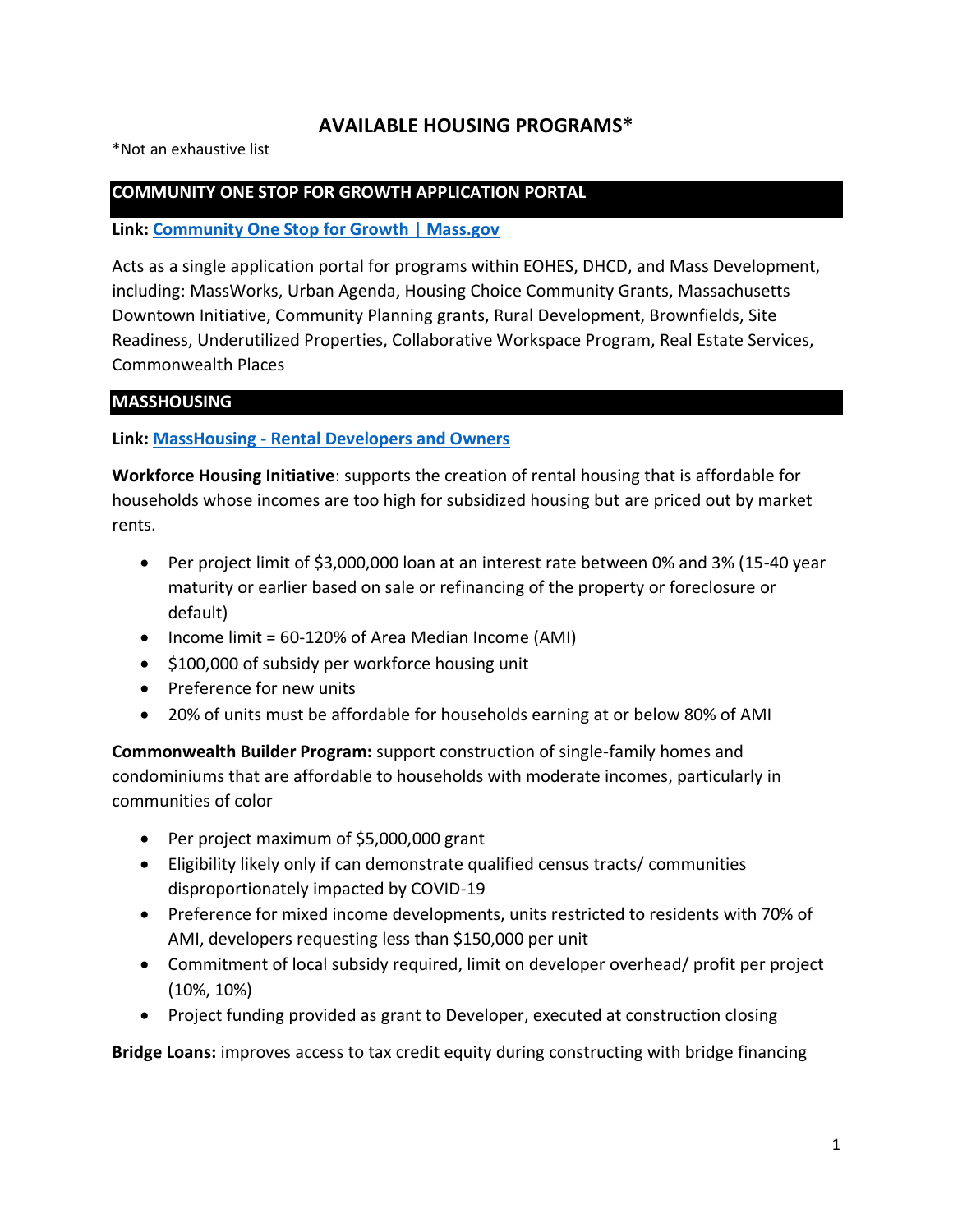# AVAILABLE HOUSING PROGRAMS*

*Not an exhaustive list

## COMMUNITY ONE STOP FOR GROWTH APPLICATION PORTAL

**Link: [Community One Stop for Growth | Mass.gov]()**

Acts as a single application portal for programs within EOHES, DHCD, and Mass Development, including: MassWorks, Urban Agenda, Housing Choice Community Grants, Massachusetts Downtown Initiative, Community Planning grants, Rural Development, Brownfields, Site Readiness, Underutilized Properties, Collaborative Workspace Program, Real Estate Services, Commonwealth Places

## MASSHOUSING

**Link: [MassHousing - Rental Developers and Owners]()**

**Workforce Housing Initiative**: supports the creation of rental housing that is affordable for households whose incomes are too high for subsidized housing but are priced out by market rents.

- Per project limit of $3,000,000 loan at an interest rate between 0% and 3% (15-40 year maturity or earlier based on sale or refinancing of the property or foreclosure or default)
- Income limit = 60-120% of Area Median Income (AMI)
- $100,000 of subsidy per workforce housing unit
- Preference for new units
- 20% of units must be affordable for households earning at or below 80% of AMI

**Commonwealth Builder Program:** support construction of single-family homes and condominiums that are affordable to households with moderate incomes, particularly in communities of color

- Per project maximum of $5,000,000 grant
- Eligibility likely only if can demonstrate qualified census tracts/ communities disproportionately impacted by COVID-19
- Preference for mixed income developments, units restricted to residents with 70% of AMI, developers requesting less than $150,000 per unit
- Commitment of local subsidy required, limit on developer overhead/ profit per project (10%, 10%)
- Project funding provided as grant to Developer, executed at construction closing

**Bridge Loans:** improves access to tax credit equity during constructing with bridge financing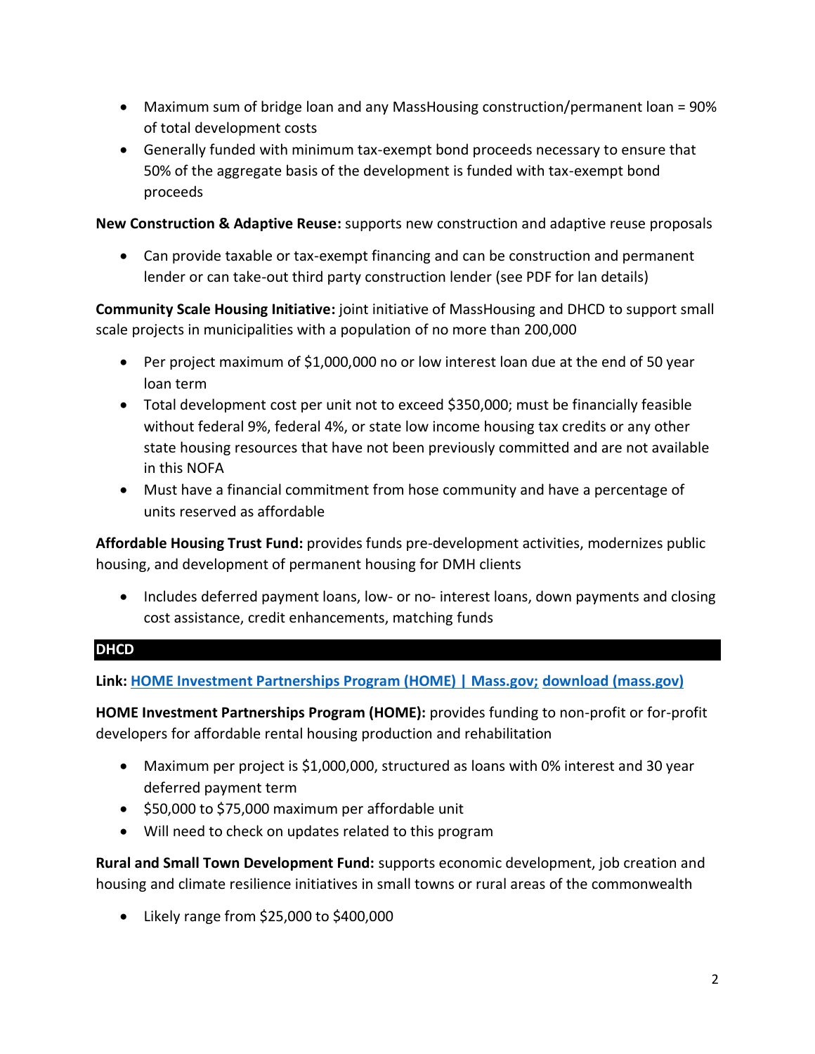- Maximum sum of bridge loan and any MassHousing construction/permanent loan = 90% of total development costs
- Generally funded with minimum tax-exempt bond proceeds necessary to ensure that 50% of the aggregate basis of the development is funded with tax-exempt bond proceeds

**New Construction & Adaptive Reuse:** supports new construction and adaptive reuse proposals

- Can provide taxable or tax-exempt financing and can be construction and permanent lender or can take-out third party construction lender (see PDF for lan details)

**Community Scale Housing Initiative:** joint initiative of MassHousing and DHCD to support small scale projects in municipalities with a population of no more than 200,000

- Per project maximum of $1,000,000 no or low interest loan due at the end of 50 year loan term
- Total development cost per unit not to exceed $350,000; must be financially feasible without federal 9%, federal 4%, or state low income housing tax credits or any other state housing resources that have not been previously committed and are not available in this NOFA
- Must have a financial commitment from hose community and have a percentage of units reserved as affordable

**Affordable Housing Trust Fund:** provides funds pre-development activities, modernizes public housing, and development of permanent housing for DMH clients

- Includes deferred payment loans, low- or no- interest loans, down payments and closing cost assistance, credit enhancements, matching funds

## DHCD

**Link:** [HOME Investment Partnerships Program (HOME) | Mass.gov;](#) [download (mass.gov)](#)

**HOME Investment Partnerships Program (HOME):** provides funding to non-profit or for-profit developers for affordable rental housing production and rehabilitation

- Maximum per project is $1,000,000, structured as loans with 0% interest and 30 year deferred payment term
- $50,000 to $75,000 maximum per affordable unit
- Will need to check on updates related to this program

**Rural and Small Town Development Fund:** supports economic development, job creation and housing and climate resilience initiatives in small towns or rural areas of the commonwealth

- Likely range from $25,000 to $400,000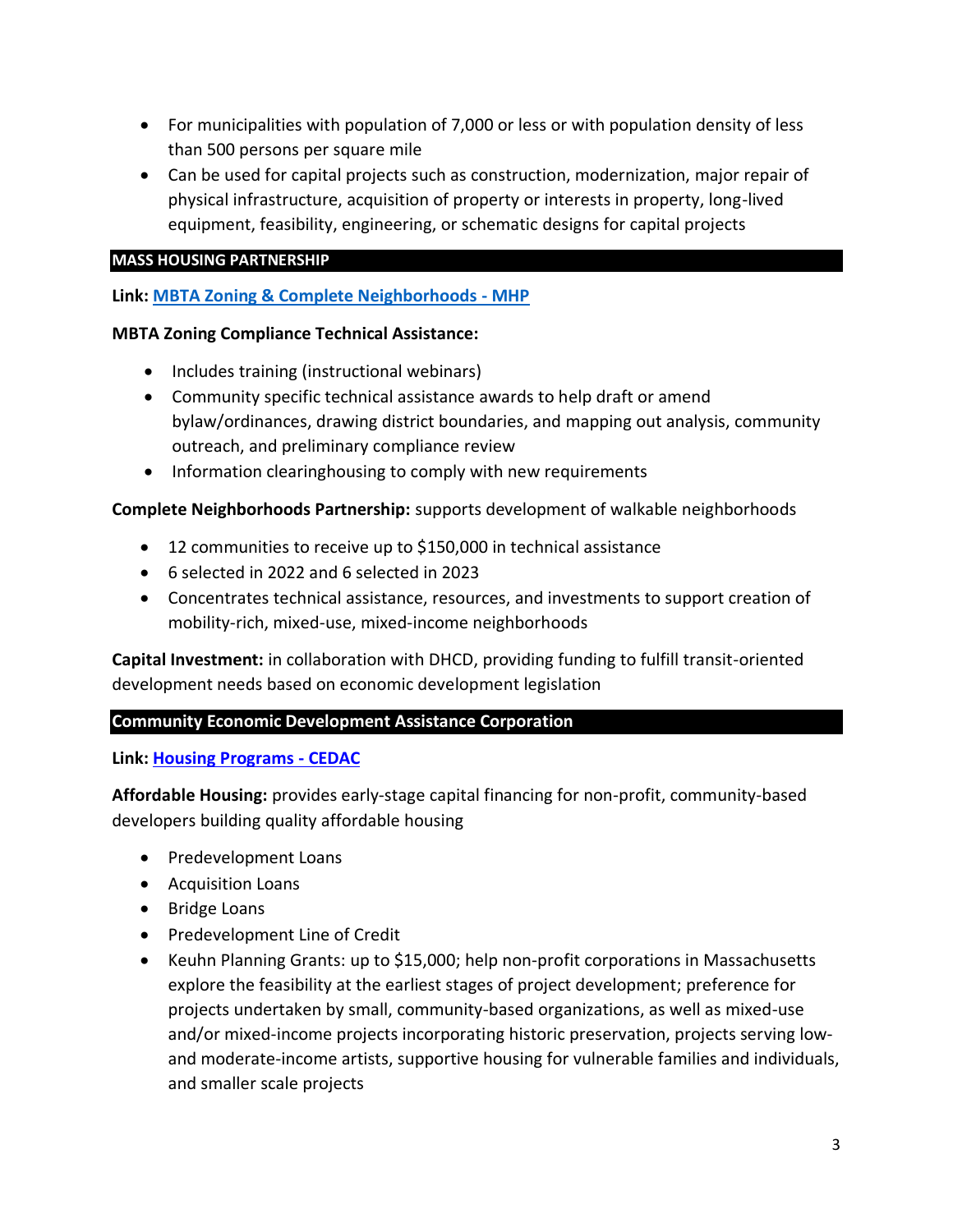- For municipalities with population of 7,000 or less or with population density of less than 500 persons per square mile
- Can be used for capital projects such as construction, modernization, major repair of physical infrastructure, acquisition of property or interests in property, long-lived equipment, feasibility, engineering, or schematic designs for capital projects

## MASS HOUSING PARTNERSHIP

**Link: [MBTA Zoning & Complete Neighborhoods - MHP]()**

**MBTA Zoning Compliance Technical Assistance:**

- Includes training (instructional webinars)
- Community specific technical assistance awards to help draft or amend bylaw/ordinances, drawing district boundaries, and mapping out analysis, community outreach, and preliminary compliance review
- Information clearinghousing to comply with new requirements

**Complete Neighborhoods Partnership:** supports development of walkable neighborhoods

- 12 communities to receive up to $150,000 in technical assistance
- 6 selected in 2022 and 6 selected in 2023
- Concentrates technical assistance, resources, and investments to support creation of mobility-rich, mixed-use, mixed-income neighborhoods

**Capital Investment:** in collaboration with DHCD, providing funding to fulfill transit-oriented development needs based on economic development legislation

## Community Economic Development Assistance Corporation

**Link: [Housing Programs - CEDAC]()**

**Affordable Housing:** provides early-stage capital financing for non-profit, community-based developers building quality affordable housing

- Predevelopment Loans
- Acquisition Loans
- Bridge Loans
- Predevelopment Line of Credit
- Keuhn Planning Grants: up to $15,000; help non-profit corporations in Massachusetts explore the feasibility at the earliest stages of project development; preference for projects undertaken by small, community-based organizations, as well as mixed-use and/or mixed-income projects incorporating historic preservation, projects serving low- and moderate-income artists, supportive housing for vulnerable families and individuals, and smaller scale projects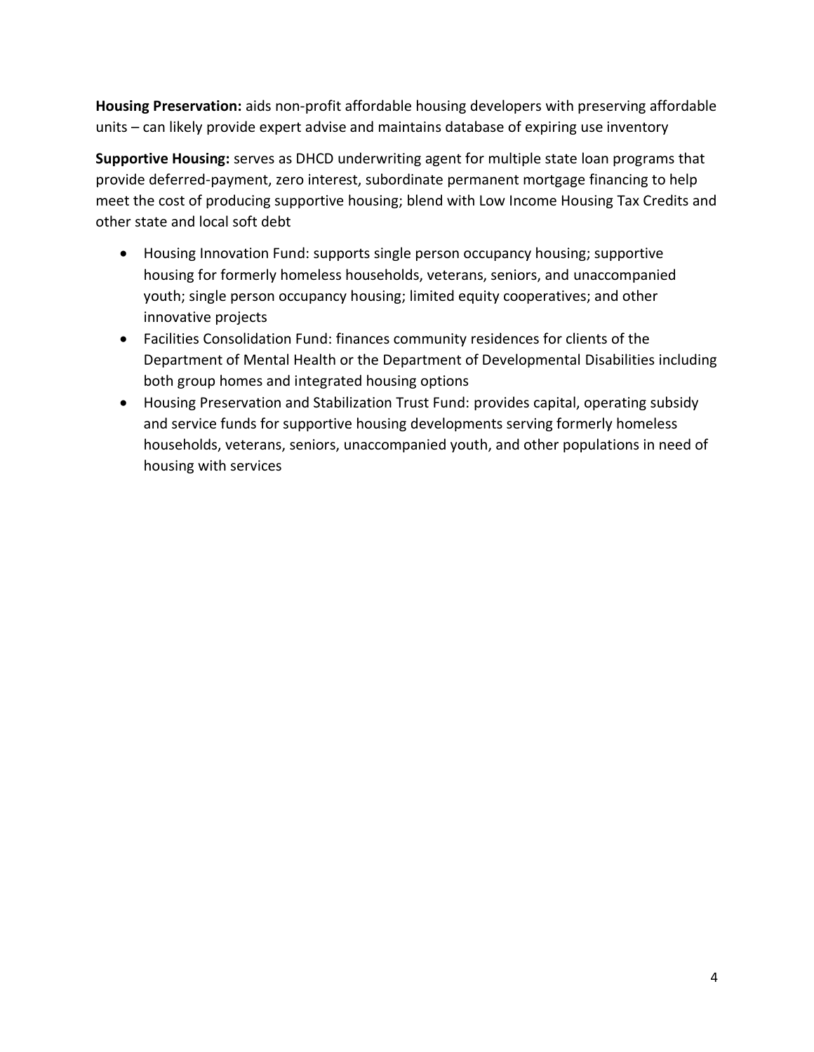**Housing Preservation:** aids non-profit affordable housing developers with preserving affordable units – can likely provide expert advise and maintains database of expiring use inventory

**Supportive Housing:** serves as DHCD underwriting agent for multiple state loan programs that provide deferred-payment, zero interest, subordinate permanent mortgage financing to help meet the cost of producing supportive housing; blend with Low Income Housing Tax Credits and other state and local soft debt

- Housing Innovation Fund: supports single person occupancy housing; supportive housing for formerly homeless households, veterans, seniors, and unaccompanied youth; single person occupancy housing; limited equity cooperatives; and other innovative projects
- Facilities Consolidation Fund: finances community residences for clients of the Department of Mental Health or the Department of Developmental Disabilities including both group homes and integrated housing options
- Housing Preservation and Stabilization Trust Fund: provides capital, operating subsidy and service funds for supportive housing developments serving formerly homeless households, veterans, seniors, unaccompanied youth, and other populations in need of housing with services